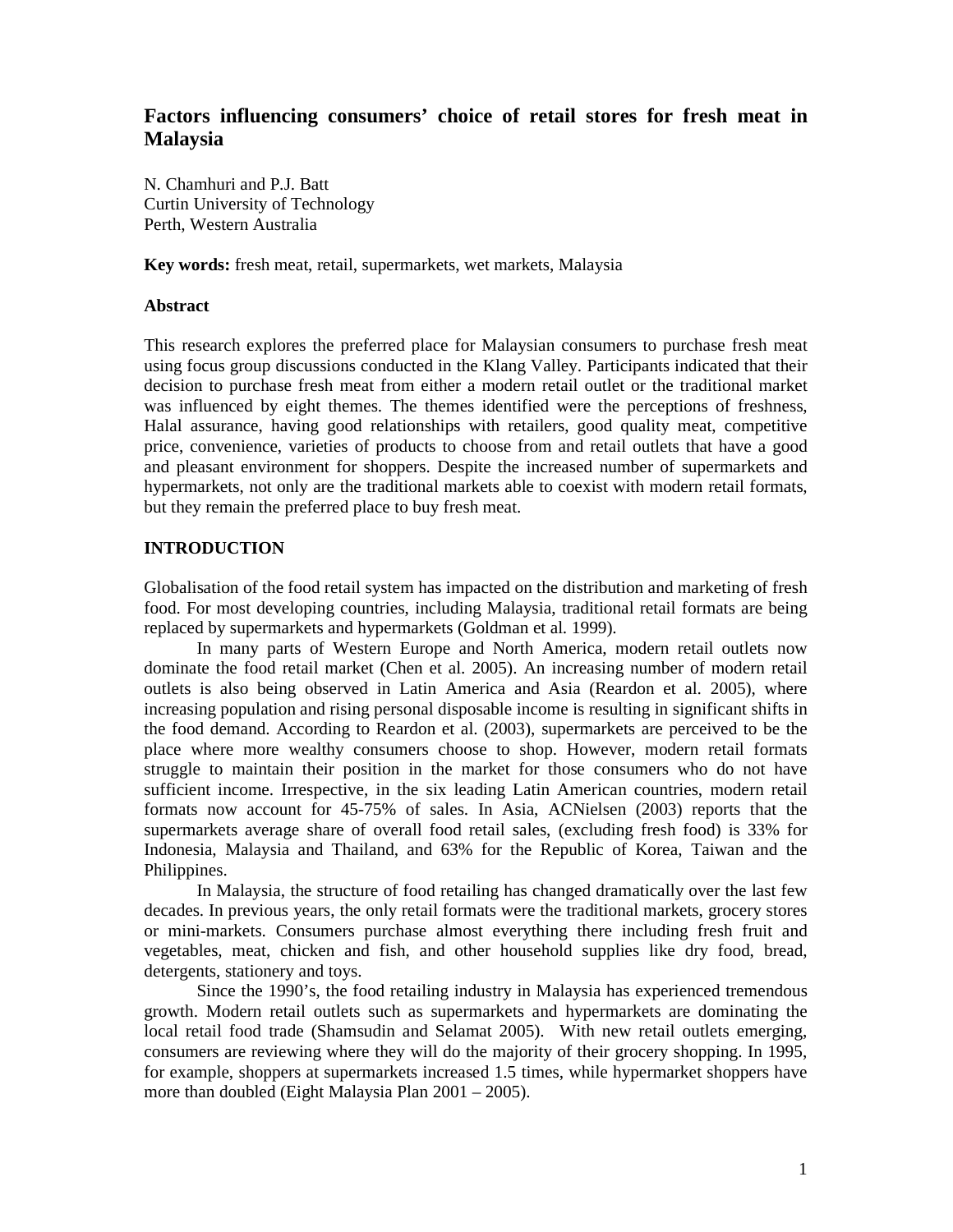# Factors influencing consumers' choice of retail stores for fresh meat in Malaysia

N. Chamhuri and P.J. Batt
Curtin University of Technology
Perth, Western Australia

**Key words:** fresh meat, retail, supermarkets, wet markets, Malaysia

**Abstract**

This research explores the preferred place for Malaysian consumers to purchase fresh meat using focus group discussions conducted in the Klang Valley. Participants indicated that their decision to purchase fresh meat from either a modern retail outlet or the traditional market was influenced by eight themes. The themes identified were the perceptions of freshness, Halal assurance, having good relationships with retailers, good quality meat, competitive price, convenience, varieties of products to choose from and retail outlets that have a good and pleasant environment for shoppers. Despite the increased number of supermarkets and hypermarkets, not only are the traditional markets able to coexist with modern retail formats, but they remain the preferred place to buy fresh meat.

## INTRODUCTION

Globalisation of the food retail system has impacted on the distribution and marketing of fresh food. For most developing countries, including Malaysia, traditional retail formats are being replaced by supermarkets and hypermarkets (Goldman et al. 1999).

In many parts of Western Europe and North America, modern retail outlets now dominate the food retail market (Chen et al. 2005). An increasing number of modern retail outlets is also being observed in Latin America and Asia (Reardon et al. 2005), where increasing population and rising personal disposable income is resulting in significant shifts in the food demand. According to Reardon et al. (2003), supermarkets are perceived to be the place where more wealthy consumers choose to shop. However, modern retail formats struggle to maintain their position in the market for those consumers who do not have sufficient income. Irrespective, in the six leading Latin American countries, modern retail formats now account for 45-75% of sales. In Asia, ACNielsen (2003) reports that the supermarkets average share of overall food retail sales, (excluding fresh food) is 33% for Indonesia, Malaysia and Thailand, and 63% for the Republic of Korea, Taiwan and the Philippines.

In Malaysia, the structure of food retailing has changed dramatically over the last few decades. In previous years, the only retail formats were the traditional markets, grocery stores or mini-markets. Consumers purchase almost everything there including fresh fruit and vegetables, meat, chicken and fish, and other household supplies like dry food, bread, detergents, stationery and toys.

Since the 1990's, the food retailing industry in Malaysia has experienced tremendous growth. Modern retail outlets such as supermarkets and hypermarkets are dominating the local retail food trade (Shamsudin and Selamat 2005). With new retail outlets emerging, consumers are reviewing where they will do the majority of their grocery shopping. In 1995, for example, shoppers at supermarkets increased 1.5 times, while hypermarket shoppers have more than doubled (Eight Malaysia Plan 2001 – 2005).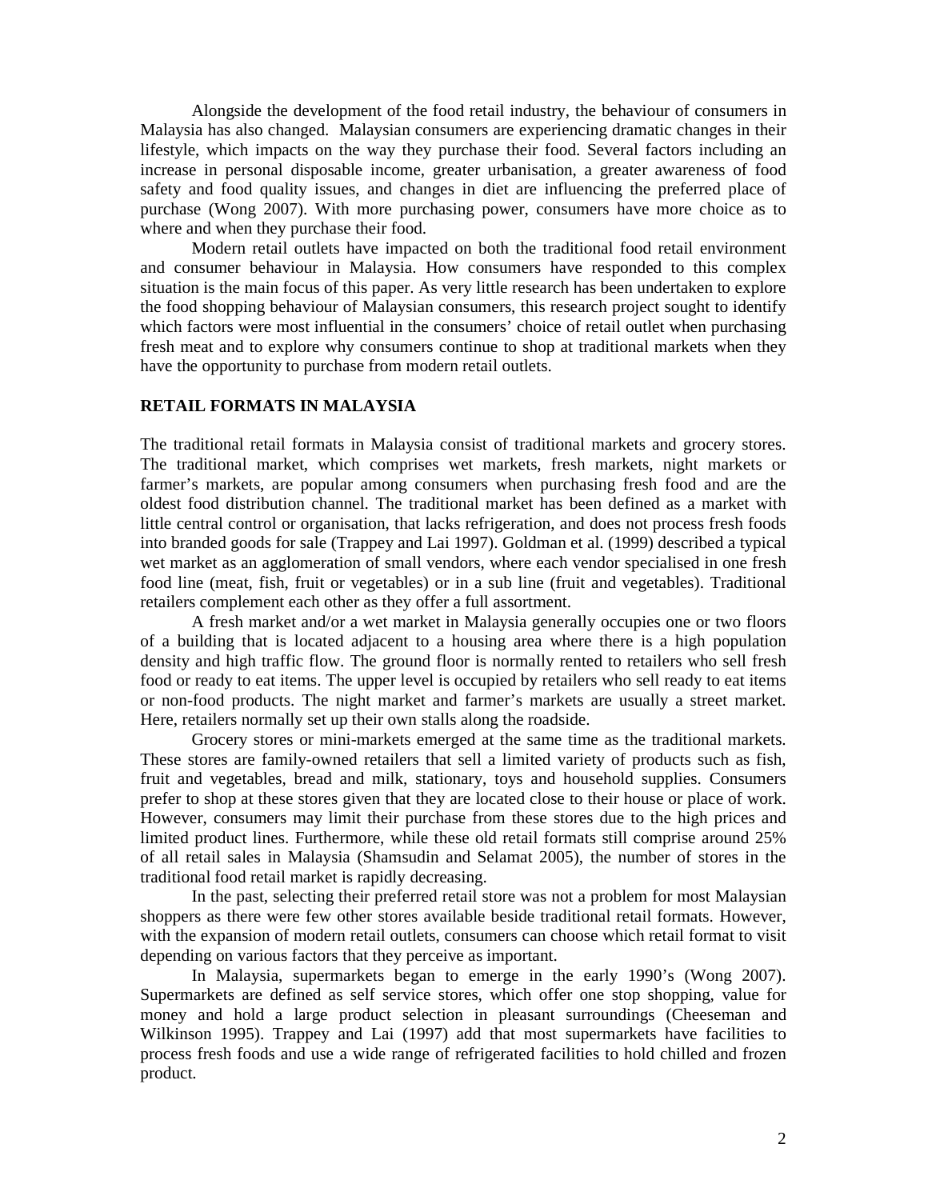Alongside the development of the food retail industry, the behaviour of consumers in Malaysia has also changed. Malaysian consumers are experiencing dramatic changes in their lifestyle, which impacts on the way they purchase their food. Several factors including an increase in personal disposable income, greater urbanisation, a greater awareness of food safety and food quality issues, and changes in diet are influencing the preferred place of purchase (Wong 2007). With more purchasing power, consumers have more choice as to where and when they purchase their food.

Modern retail outlets have impacted on both the traditional food retail environment and consumer behaviour in Malaysia. How consumers have responded to this complex situation is the main focus of this paper. As very little research has been undertaken to explore the food shopping behaviour of Malaysian consumers, this research project sought to identify which factors were most influential in the consumers' choice of retail outlet when purchasing fresh meat and to explore why consumers continue to shop at traditional markets when they have the opportunity to purchase from modern retail outlets.

## RETAIL FORMATS IN MALAYSIA

The traditional retail formats in Malaysia consist of traditional markets and grocery stores. The traditional market, which comprises wet markets, fresh markets, night markets or farmer's markets, are popular among consumers when purchasing fresh food and are the oldest food distribution channel. The traditional market has been defined as a market with little central control or organisation, that lacks refrigeration, and does not process fresh foods into branded goods for sale (Trappey and Lai 1997). Goldman et al. (1999) described a typical wet market as an agglomeration of small vendors, where each vendor specialised in one fresh food line (meat, fish, fruit or vegetables) or in a sub line (fruit and vegetables). Traditional retailers complement each other as they offer a full assortment.

A fresh market and/or a wet market in Malaysia generally occupies one or two floors of a building that is located adjacent to a housing area where there is a high population density and high traffic flow. The ground floor is normally rented to retailers who sell fresh food or ready to eat items. The upper level is occupied by retailers who sell ready to eat items or non-food products. The night market and farmer's markets are usually a street market. Here, retailers normally set up their own stalls along the roadside.

Grocery stores or mini-markets emerged at the same time as the traditional markets. These stores are family-owned retailers that sell a limited variety of products such as fish, fruit and vegetables, bread and milk, stationary, toys and household supplies. Consumers prefer to shop at these stores given that they are located close to their house or place of work. However, consumers may limit their purchase from these stores due to the high prices and limited product lines. Furthermore, while these old retail formats still comprise around 25% of all retail sales in Malaysia (Shamsudin and Selamat 2005), the number of stores in the traditional food retail market is rapidly decreasing.

In the past, selecting their preferred retail store was not a problem for most Malaysian shoppers as there were few other stores available beside traditional retail formats. However, with the expansion of modern retail outlets, consumers can choose which retail format to visit depending on various factors that they perceive as important.

In Malaysia, supermarkets began to emerge in the early 1990's (Wong 2007). Supermarkets are defined as self service stores, which offer one stop shopping, value for money and hold a large product selection in pleasant surroundings (Cheeseman and Wilkinson 1995). Trappey and Lai (1997) add that most supermarkets have facilities to process fresh foods and use a wide range of refrigerated facilities to hold chilled and frozen product.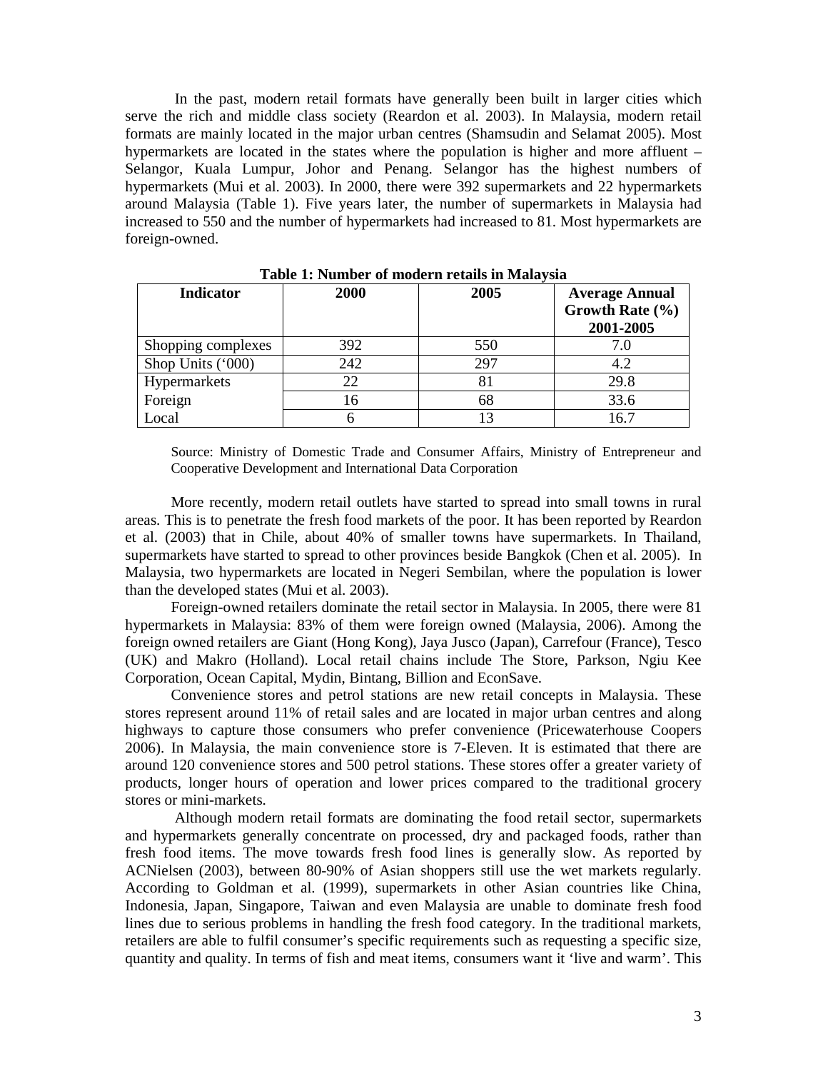In the past, modern retail formats have generally been built in larger cities which serve the rich and middle class society (Reardon et al. 2003). In Malaysia, modern retail formats are mainly located in the major urban centres (Shamsudin and Selamat 2005). Most hypermarkets are located in the states where the population is higher and more affluent – Selangor, Kuala Lumpur, Johor and Penang. Selangor has the highest numbers of hypermarkets (Mui et al. 2003). In 2000, there were 392 supermarkets and 22 hypermarkets around Malaysia (Table 1). Five years later, the number of supermarkets in Malaysia had increased to 550 and the number of hypermarkets had increased to 81. Most hypermarkets are foreign-owned.

**Table 1: Number of modern retails in Malaysia**

| Indicator | 2000 | 2005 | Average Annual Growth Rate (%) 2001-2005 |
|---|---|---|---|
| Shopping complexes | 392 | 550 | 7.0 |
| Shop Units ('000) | 242 | 297 | 4.2 |
| Hypermarkets | 22 | 81 | 29.8 |
| Foreign | 16 | 68 | 33.6 |
| Local | 6 | 13 | 16.7 |

Source: Ministry of Domestic Trade and Consumer Affairs, Ministry of Entrepreneur and Cooperative Development and International Data Corporation

More recently, modern retail outlets have started to spread into small towns in rural areas. This is to penetrate the fresh food markets of the poor. It has been reported by Reardon et al. (2003) that in Chile, about 40% of smaller towns have supermarkets. In Thailand, supermarkets have started to spread to other provinces beside Bangkok (Chen et al. 2005). In Malaysia, two hypermarkets are located in Negeri Sembilan, where the population is lower than the developed states (Mui et al. 2003).

Foreign-owned retailers dominate the retail sector in Malaysia. In 2005, there were 81 hypermarkets in Malaysia: 83% of them were foreign owned (Malaysia, 2006). Among the foreign owned retailers are Giant (Hong Kong), Jaya Jusco (Japan), Carrefour (France), Tesco (UK) and Makro (Holland). Local retail chains include The Store, Parkson, Ngiu Kee Corporation, Ocean Capital, Mydin, Bintang, Billion and EconSave.

Convenience stores and petrol stations are new retail concepts in Malaysia. These stores represent around 11% of retail sales and are located in major urban centres and along highways to capture those consumers who prefer convenience (Pricewaterhouse Coopers 2006). In Malaysia, the main convenience store is 7-Eleven. It is estimated that there are around 120 convenience stores and 500 petrol stations. These stores offer a greater variety of products, longer hours of operation and lower prices compared to the traditional grocery stores or mini-markets.

Although modern retail formats are dominating the food retail sector, supermarkets and hypermarkets generally concentrate on processed, dry and packaged foods, rather than fresh food items. The move towards fresh food lines is generally slow. As reported by ACNielsen (2003), between 80-90% of Asian shoppers still use the wet markets regularly. According to Goldman et al. (1999), supermarkets in other Asian countries like China, Indonesia, Japan, Singapore, Taiwan and even Malaysia are unable to dominate fresh food lines due to serious problems in handling the fresh food category. In the traditional markets, retailers are able to fulfil consumer's specific requirements such as requesting a specific size, quantity and quality. In terms of fish and meat items, consumers want it 'live and warm'. This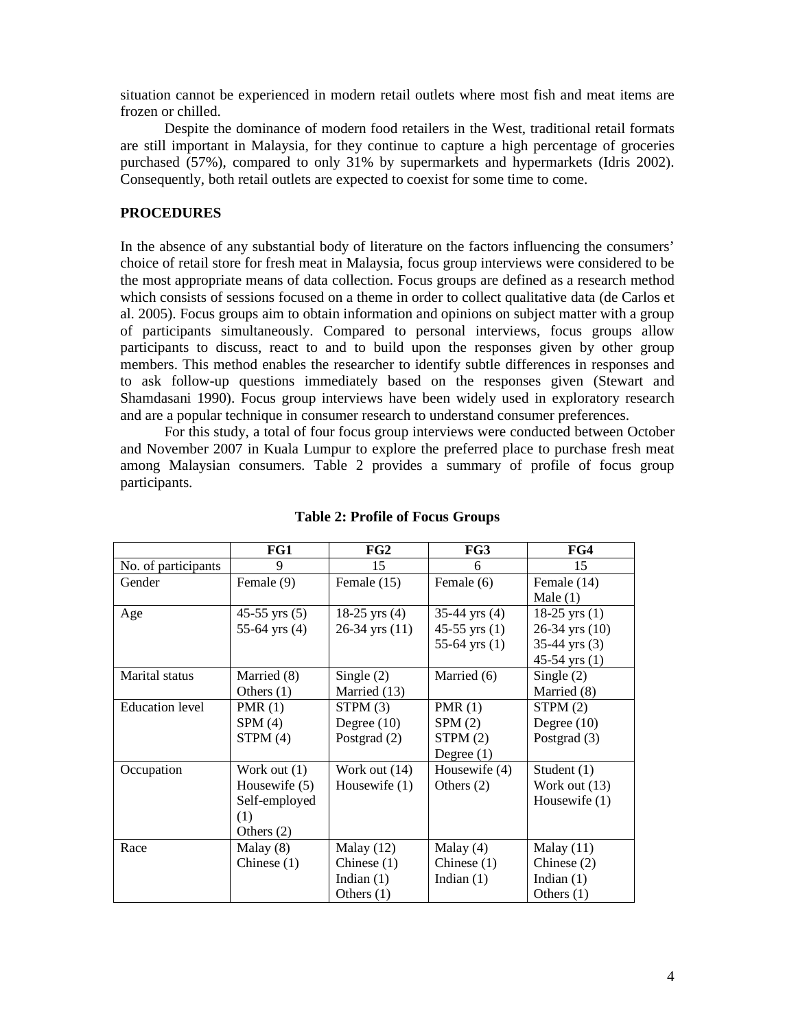situation cannot be experienced in modern retail outlets where most fish and meat items are frozen or chilled.

Despite the dominance of modern food retailers in the West, traditional retail formats are still important in Malaysia, for they continue to capture a high percentage of groceries purchased (57%), compared to only 31% by supermarkets and hypermarkets (Idris 2002). Consequently, both retail outlets are expected to coexist for some time to come.

## PROCEDURES

In the absence of any substantial body of literature on the factors influencing the consumers' choice of retail store for fresh meat in Malaysia, focus group interviews were considered to be the most appropriate means of data collection. Focus groups are defined as a research method which consists of sessions focused on a theme in order to collect qualitative data (de Carlos et al. 2005). Focus groups aim to obtain information and opinions on subject matter with a group of participants simultaneously. Compared to personal interviews, focus groups allow participants to discuss, react to and to build upon the responses given by other group members. This method enables the researcher to identify subtle differences in responses and to ask follow-up questions immediately based on the responses given (Stewart and Shamdasani 1990). Focus group interviews have been widely used in exploratory research and are a popular technique in consumer research to understand consumer preferences.

For this study, a total of four focus group interviews were conducted between October and November 2007 in Kuala Lumpur to explore the preferred place to purchase fresh meat among Malaysian consumers. Table 2 provides a summary of profile of focus group participants.

**Table 2: Profile of Focus Groups**

| | FG1 | FG2 | FG3 | FG4 |
|---|---|---|---|---|
| No. of participants | 9 | 15 | 6 | 15 |
| Gender | Female (9) | Female (15) | Female (6) | Female (14)<br>Male (1) |
| Age | 45-55 yrs (5)<br>55-64 yrs (4) | 18-25 yrs (4)<br>26-34 yrs (11) | 35-44 yrs (4)<br>45-55 yrs (1)<br>55-64 yrs (1) | 18-25 yrs (1)<br>26-34 yrs (10)<br>35-44 yrs (3)<br>45-54 yrs (1) |
| Marital status | Married (8)<br>Others (1) | Single (2)<br>Married (13) | Married (6) | Single (2)<br>Married (8) |
| Education level | PMR (1)<br>SPM (4)<br>STPM (4) | STPM (3)<br>Degree (10)<br>Postgrad (2) | PMR (1)<br>SPM (2)<br>STPM (2)<br>Degree (1) | STPM (2)<br>Degree (10)<br>Postgrad (3) |
| Occupation | Work out (1)<br>Housewife (5)<br>Self-employed (1)<br>Others (2) | Work out (14)<br>Housewife (1) | Housewife (4)<br>Others (2) | Student (1)<br>Work out (13)<br>Housewife (1) |
| Race | Malay (8)<br>Chinese (1) | Malay (12)<br>Chinese (1)<br>Indian (1)<br>Others (1) | Malay (4)<br>Chinese (1)<br>Indian (1) | Malay (11)<br>Chinese (2)<br>Indian (1)<br>Others (1) |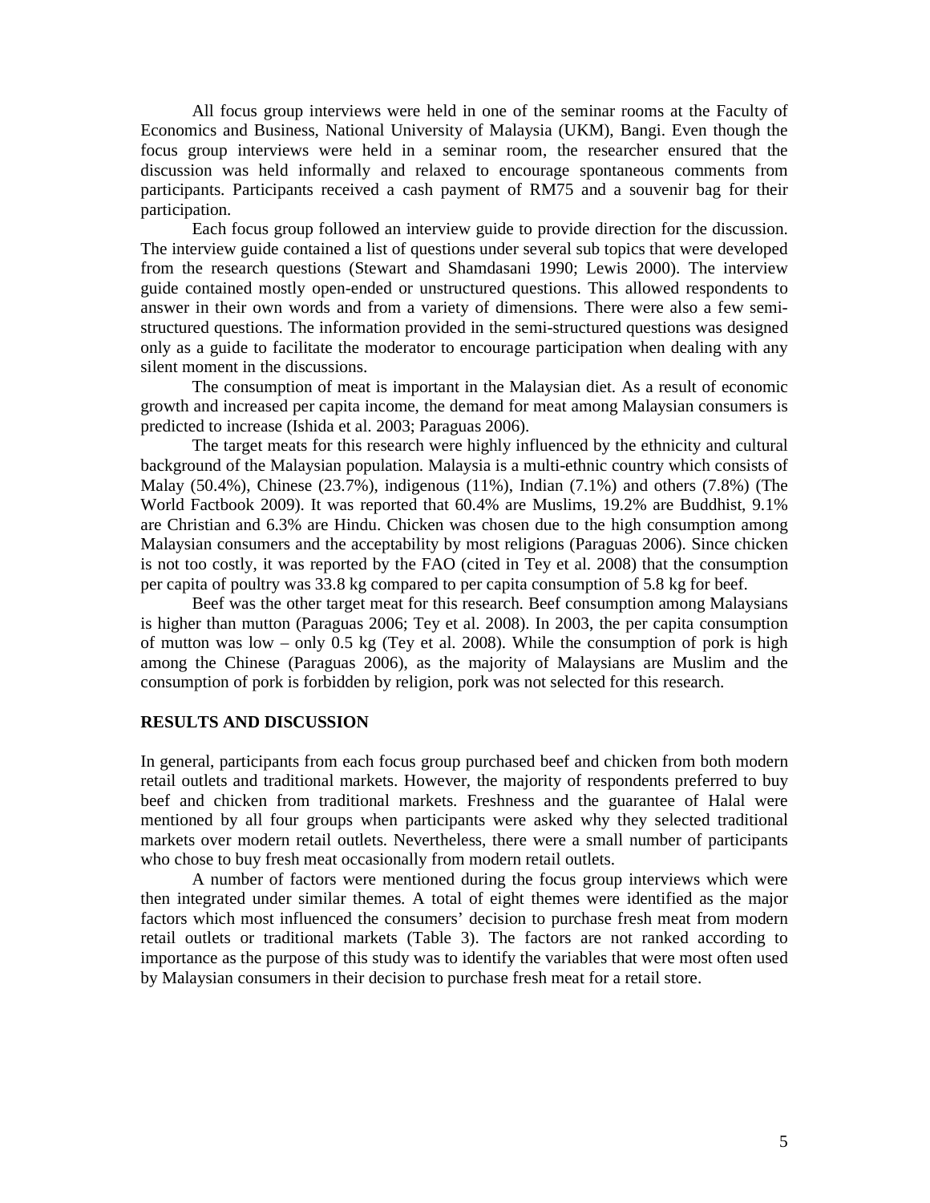All focus group interviews were held in one of the seminar rooms at the Faculty of Economics and Business, National University of Malaysia (UKM), Bangi. Even though the focus group interviews were held in a seminar room, the researcher ensured that the discussion was held informally and relaxed to encourage spontaneous comments from participants. Participants received a cash payment of RM75 and a souvenir bag for their participation.

Each focus group followed an interview guide to provide direction for the discussion. The interview guide contained a list of questions under several sub topics that were developed from the research questions (Stewart and Shamdasani 1990; Lewis 2000). The interview guide contained mostly open-ended or unstructured questions. This allowed respondents to answer in their own words and from a variety of dimensions. There were also a few semi-structured questions. The information provided in the semi-structured questions was designed only as a guide to facilitate the moderator to encourage participation when dealing with any silent moment in the discussions.

The consumption of meat is important in the Malaysian diet. As a result of economic growth and increased per capita income, the demand for meat among Malaysian consumers is predicted to increase (Ishida et al. 2003; Paraguas 2006).

The target meats for this research were highly influenced by the ethnicity and cultural background of the Malaysian population. Malaysia is a multi-ethnic country which consists of Malay (50.4%), Chinese (23.7%), indigenous (11%), Indian (7.1%) and others (7.8%) (The World Factbook 2009). It was reported that 60.4% are Muslims, 19.2% are Buddhist, 9.1% are Christian and 6.3% are Hindu. Chicken was chosen due to the high consumption among Malaysian consumers and the acceptability by most religions (Paraguas 2006). Since chicken is not too costly, it was reported by the FAO (cited in Tey et al. 2008) that the consumption per capita of poultry was 33.8 kg compared to per capita consumption of 5.8 kg for beef.

Beef was the other target meat for this research. Beef consumption among Malaysians is higher than mutton (Paraguas 2006; Tey et al. 2008). In 2003, the per capita consumption of mutton was low – only 0.5 kg (Tey et al. 2008). While the consumption of pork is high among the Chinese (Paraguas 2006), as the majority of Malaysians are Muslim and the consumption of pork is forbidden by religion, pork was not selected for this research.

## RESULTS AND DISCUSSION

In general, participants from each focus group purchased beef and chicken from both modern retail outlets and traditional markets. However, the majority of respondents preferred to buy beef and chicken from traditional markets. Freshness and the guarantee of Halal were mentioned by all four groups when participants were asked why they selected traditional markets over modern retail outlets. Nevertheless, there were a small number of participants who chose to buy fresh meat occasionally from modern retail outlets.

A number of factors were mentioned during the focus group interviews which were then integrated under similar themes. A total of eight themes were identified as the major factors which most influenced the consumers' decision to purchase fresh meat from modern retail outlets or traditional markets (Table 3). The factors are not ranked according to importance as the purpose of this study was to identify the variables that were most often used by Malaysian consumers in their decision to purchase fresh meat for a retail store.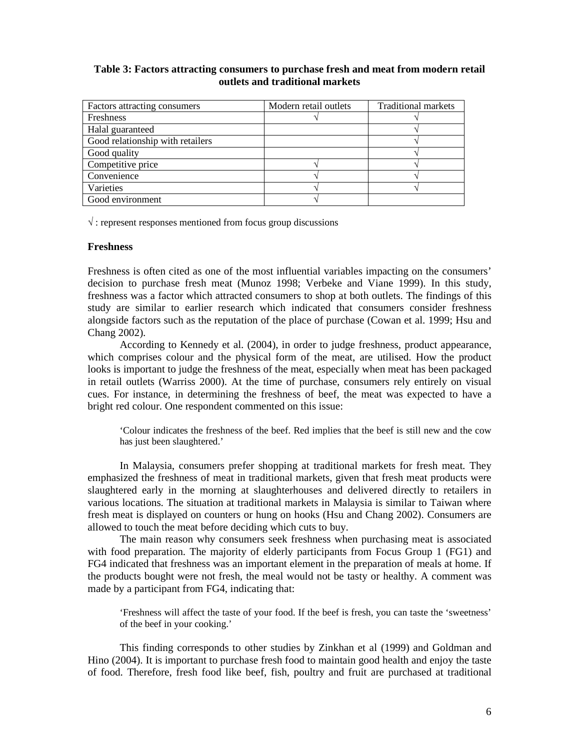**Table 3: Factors attracting consumers to purchase fresh and meat from modern retail outlets and traditional markets**

| Factors attracting consumers | Modern retail outlets | Traditional markets |
|---|---|---|
| Freshness | √ | √ |
| Halal guaranteed | | √ |
| Good relationship with retailers | | √ |
| Good quality | | √ |
| Competitive price | √ | √ |
| Convenience | √ | √ |
| Varieties | √ | √ |
| Good environment | √ | |

√ : represent responses mentioned from focus group discussions

**Freshness**

Freshness is often cited as one of the most influential variables impacting on the consumers' decision to purchase fresh meat (Munoz 1998; Verbeke and Viane 1999). In this study, freshness was a factor which attracted consumers to shop at both outlets. The findings of this study are similar to earlier research which indicated that consumers consider freshness alongside factors such as the reputation of the place of purchase (Cowan et al. 1999; Hsu and Chang 2002).

According to Kennedy et al. (2004), in order to judge freshness, product appearance, which comprises colour and the physical form of the meat, are utilised. How the product looks is important to judge the freshness of the meat, especially when meat has been packaged in retail outlets (Warriss 2000). At the time of purchase, consumers rely entirely on visual cues. For instance, in determining the freshness of beef, the meat was expected to have a bright red colour. One respondent commented on this issue:

> 'Colour indicates the freshness of the beef. Red implies that the beef is still new and the cow has just been slaughtered.'

In Malaysia, consumers prefer shopping at traditional markets for fresh meat. They emphasized the freshness of meat in traditional markets, given that fresh meat products were slaughtered early in the morning at slaughterhouses and delivered directly to retailers in various locations. The situation at traditional markets in Malaysia is similar to Taiwan where fresh meat is displayed on counters or hung on hooks (Hsu and Chang 2002). Consumers are allowed to touch the meat before deciding which cuts to buy.

The main reason why consumers seek freshness when purchasing meat is associated with food preparation. The majority of elderly participants from Focus Group 1 (FG1) and FG4 indicated that freshness was an important element in the preparation of meals at home. If the products bought were not fresh, the meal would not be tasty or healthy. A comment was made by a participant from FG4, indicating that:

> 'Freshness will affect the taste of your food. If the beef is fresh, you can taste the 'sweetness' of the beef in your cooking.'

This finding corresponds to other studies by Zinkhan et al (1999) and Goldman and Hino (2004). It is important to purchase fresh food to maintain good health and enjoy the taste of food. Therefore, fresh food like beef, fish, poultry and fruit are purchased at traditional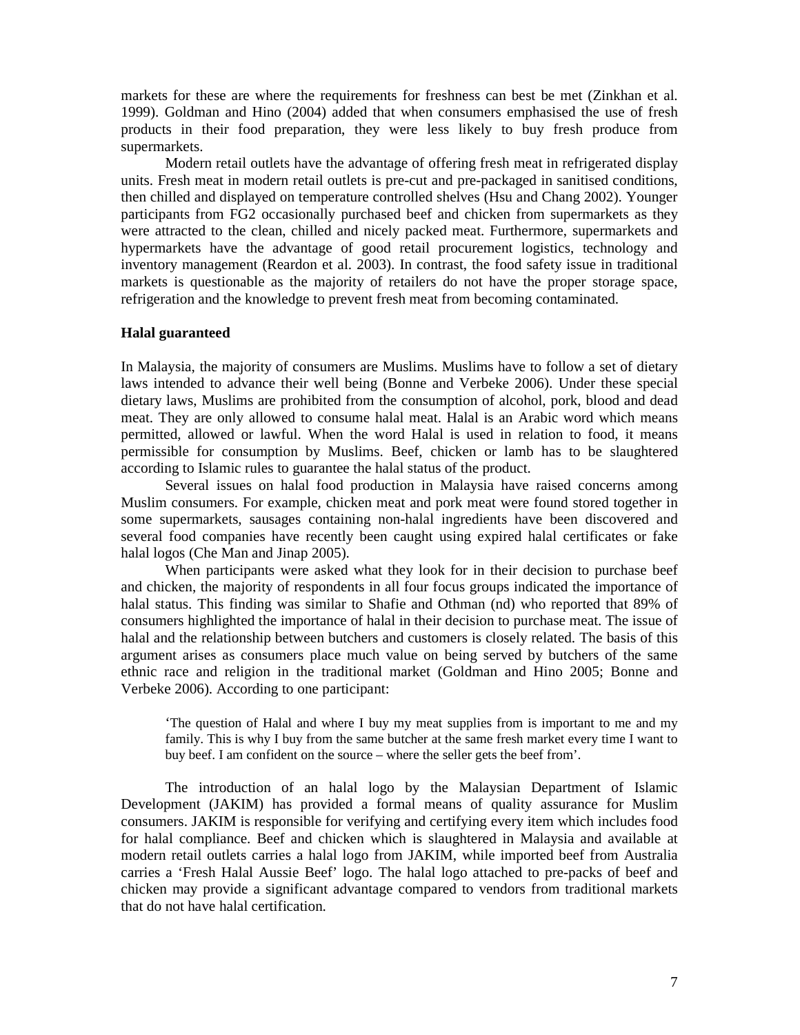markets for these are where the requirements for freshness can best be met (Zinkhan et al. 1999). Goldman and Hino (2004) added that when consumers emphasised the use of fresh products in their food preparation, they were less likely to buy fresh produce from supermarkets.

Modern retail outlets have the advantage of offering fresh meat in refrigerated display units. Fresh meat in modern retail outlets is pre-cut and pre-packaged in sanitised conditions, then chilled and displayed on temperature controlled shelves (Hsu and Chang 2002). Younger participants from FG2 occasionally purchased beef and chicken from supermarkets as they were attracted to the clean, chilled and nicely packed meat. Furthermore, supermarkets and hypermarkets have the advantage of good retail procurement logistics, technology and inventory management (Reardon et al. 2003). In contrast, the food safety issue in traditional markets is questionable as the majority of retailers do not have the proper storage space, refrigeration and the knowledge to prevent fresh meat from becoming contaminated.

### Halal guaranteed

In Malaysia, the majority of consumers are Muslims. Muslims have to follow a set of dietary laws intended to advance their well being (Bonne and Verbeke 2006). Under these special dietary laws, Muslims are prohibited from the consumption of alcohol, pork, blood and dead meat. They are only allowed to consume halal meat. Halal is an Arabic word which means permitted, allowed or lawful. When the word Halal is used in relation to food, it means permissible for consumption by Muslims. Beef, chicken or lamb has to be slaughtered according to Islamic rules to guarantee the halal status of the product.

Several issues on halal food production in Malaysia have raised concerns among Muslim consumers. For example, chicken meat and pork meat were found stored together in some supermarkets, sausages containing non-halal ingredients have been discovered and several food companies have recently been caught using expired halal certificates or fake halal logos (Che Man and Jinap 2005).

When participants were asked what they look for in their decision to purchase beef and chicken, the majority of respondents in all four focus groups indicated the importance of halal status. This finding was similar to Shafie and Othman (nd) who reported that 89% of consumers highlighted the importance of halal in their decision to purchase meat. The issue of halal and the relationship between butchers and customers is closely related. The basis of this argument arises as consumers place much value on being served by butchers of the same ethnic race and religion in the traditional market (Goldman and Hino 2005; Bonne and Verbeke 2006). According to one participant:

> 'The question of Halal and where I buy my meat supplies from is important to me and my family. This is why I buy from the same butcher at the same fresh market every time I want to buy beef. I am confident on the source – where the seller gets the beef from'.

The introduction of an halal logo by the Malaysian Department of Islamic Development (JAKIM) has provided a formal means of quality assurance for Muslim consumers. JAKIM is responsible for verifying and certifying every item which includes food for halal compliance. Beef and chicken which is slaughtered in Malaysia and available at modern retail outlets carries a halal logo from JAKIM, while imported beef from Australia carries a 'Fresh Halal Aussie Beef' logo. The halal logo attached to pre-packs of beef and chicken may provide a significant advantage compared to vendors from traditional markets that do not have halal certification.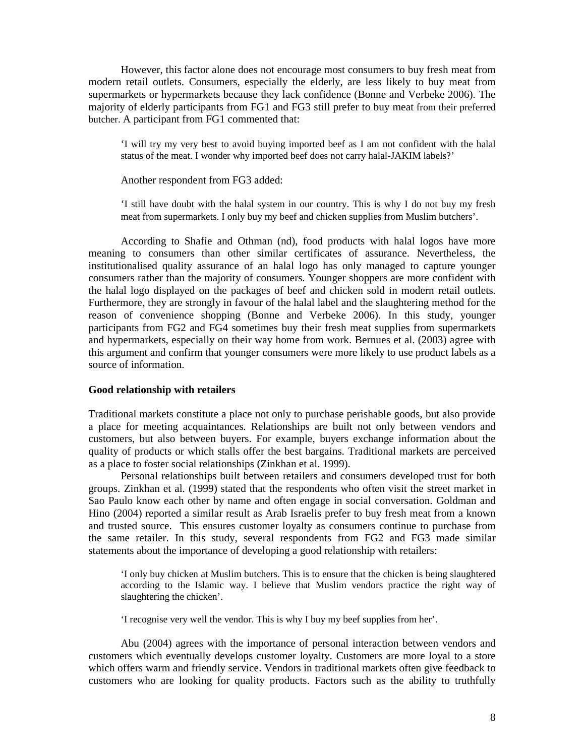However, this factor alone does not encourage most consumers to buy fresh meat from modern retail outlets. Consumers, especially the elderly, are less likely to buy meat from supermarkets or hypermarkets because they lack confidence (Bonne and Verbeke 2006). The majority of elderly participants from FG1 and FG3 still prefer to buy meat from their preferred butcher. A participant from FG1 commented that:

> 'I will try my very best to avoid buying imported beef as I am not confident with the halal status of the meat. I wonder why imported beef does not carry halal-JAKIM labels?'

> Another respondent from FG3 added:

> 'I still have doubt with the halal system in our country. This is why I do not buy my fresh meat from supermarkets. I only buy my beef and chicken supplies from Muslim butchers'.

According to Shafie and Othman (nd), food products with halal logos have more meaning to consumers than other similar certificates of assurance. Nevertheless, the institutionalised quality assurance of an halal logo has only managed to capture younger consumers rather than the majority of consumers. Younger shoppers are more confident with the halal logo displayed on the packages of beef and chicken sold in modern retail outlets. Furthermore, they are strongly in favour of the halal label and the slaughtering method for the reason of convenience shopping (Bonne and Verbeke 2006). In this study, younger participants from FG2 and FG4 sometimes buy their fresh meat supplies from supermarkets and hypermarkets, especially on their way home from work. Bernues et al. (2003) agree with this argument and confirm that younger consumers were more likely to use product labels as a source of information.

**Good relationship with retailers**

Traditional markets constitute a place not only to purchase perishable goods, but also provide a place for meeting acquaintances. Relationships are built not only between vendors and customers, but also between buyers. For example, buyers exchange information about the quality of products or which stalls offer the best bargains. Traditional markets are perceived as a place to foster social relationships (Zinkhan et al. 1999).

Personal relationships built between retailers and consumers developed trust for both groups. Zinkhan et al. (1999) stated that the respondents who often visit the street market in Sao Paulo know each other by name and often engage in social conversation. Goldman and Hino (2004) reported a similar result as Arab Israelis prefer to buy fresh meat from a known and trusted source. This ensures customer loyalty as consumers continue to purchase from the same retailer. In this study, several respondents from FG2 and FG3 made similar statements about the importance of developing a good relationship with retailers:

> 'I only buy chicken at Muslim butchers. This is to ensure that the chicken is being slaughtered according to the Islamic way. I believe that Muslim vendors practice the right way of slaughtering the chicken'.

> 'I recognise very well the vendor. This is why I buy my beef supplies from her'.

Abu (2004) agrees with the importance of personal interaction between vendors and customers which eventually develops customer loyalty. Customers are more loyal to a store which offers warm and friendly service. Vendors in traditional markets often give feedback to customers who are looking for quality products. Factors such as the ability to truthfully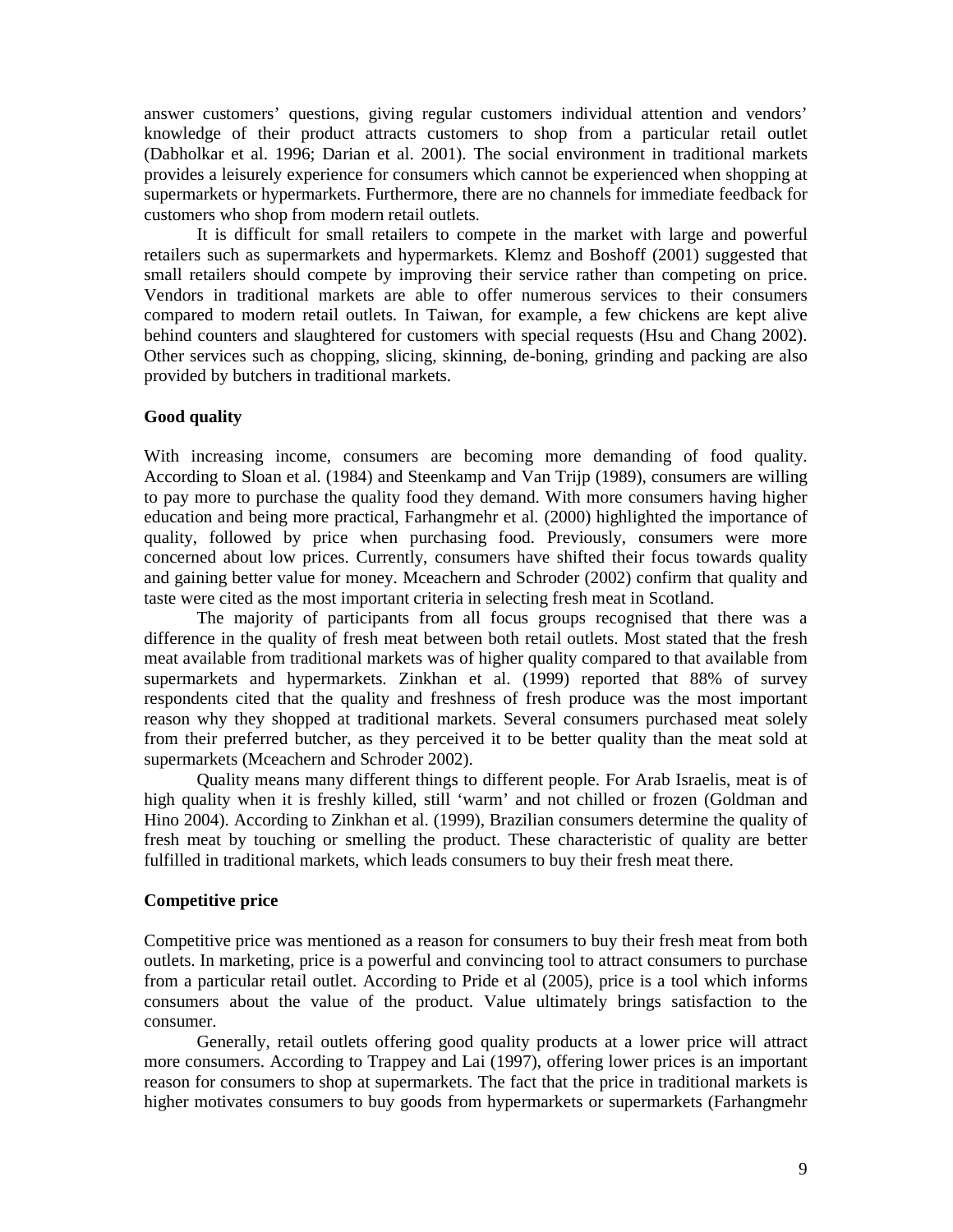answer customers' questions, giving regular customers individual attention and vendors' knowledge of their product attracts customers to shop from a particular retail outlet (Dabholkar et al. 1996; Darian et al. 2001). The social environment in traditional markets provides a leisurely experience for consumers which cannot be experienced when shopping at supermarkets or hypermarkets. Furthermore, there are no channels for immediate feedback for customers who shop from modern retail outlets.

It is difficult for small retailers to compete in the market with large and powerful retailers such as supermarkets and hypermarkets. Klemz and Boshoff (2001) suggested that small retailers should compete by improving their service rather than competing on price. Vendors in traditional markets are able to offer numerous services to their consumers compared to modern retail outlets. In Taiwan, for example, a few chickens are kept alive behind counters and slaughtered for customers with special requests (Hsu and Chang 2002). Other services such as chopping, slicing, skinning, de-boning, grinding and packing are also provided by butchers in traditional markets.

**Good quality**

With increasing income, consumers are becoming more demanding of food quality. According to Sloan et al. (1984) and Steenkamp and Van Trijp (1989), consumers are willing to pay more to purchase the quality food they demand. With more consumers having higher education and being more practical, Farhangmehr et al. (2000) highlighted the importance of quality, followed by price when purchasing food. Previously, consumers were more concerned about low prices. Currently, consumers have shifted their focus towards quality and gaining better value for money. Mceachern and Schroder (2002) confirm that quality and taste were cited as the most important criteria in selecting fresh meat in Scotland.

The majority of participants from all focus groups recognised that there was a difference in the quality of fresh meat between both retail outlets. Most stated that the fresh meat available from traditional markets was of higher quality compared to that available from supermarkets and hypermarkets. Zinkhan et al. (1999) reported that 88% of survey respondents cited that the quality and freshness of fresh produce was the most important reason why they shopped at traditional markets. Several consumers purchased meat solely from their preferred butcher, as they perceived it to be better quality than the meat sold at supermarkets (Mceachern and Schroder 2002).

Quality means many different things to different people. For Arab Israelis, meat is of high quality when it is freshly killed, still 'warm' and not chilled or frozen (Goldman and Hino 2004). According to Zinkhan et al. (1999), Brazilian consumers determine the quality of fresh meat by touching or smelling the product. These characteristic of quality are better fulfilled in traditional markets, which leads consumers to buy their fresh meat there.

**Competitive price**

Competitive price was mentioned as a reason for consumers to buy their fresh meat from both outlets. In marketing, price is a powerful and convincing tool to attract consumers to purchase from a particular retail outlet. According to Pride et al (2005), price is a tool which informs consumers about the value of the product. Value ultimately brings satisfaction to the consumer.

Generally, retail outlets offering good quality products at a lower price will attract more consumers. According to Trappey and Lai (1997), offering lower prices is an important reason for consumers to shop at supermarkets. The fact that the price in traditional markets is higher motivates consumers to buy goods from hypermarkets or supermarkets (Farhangmehr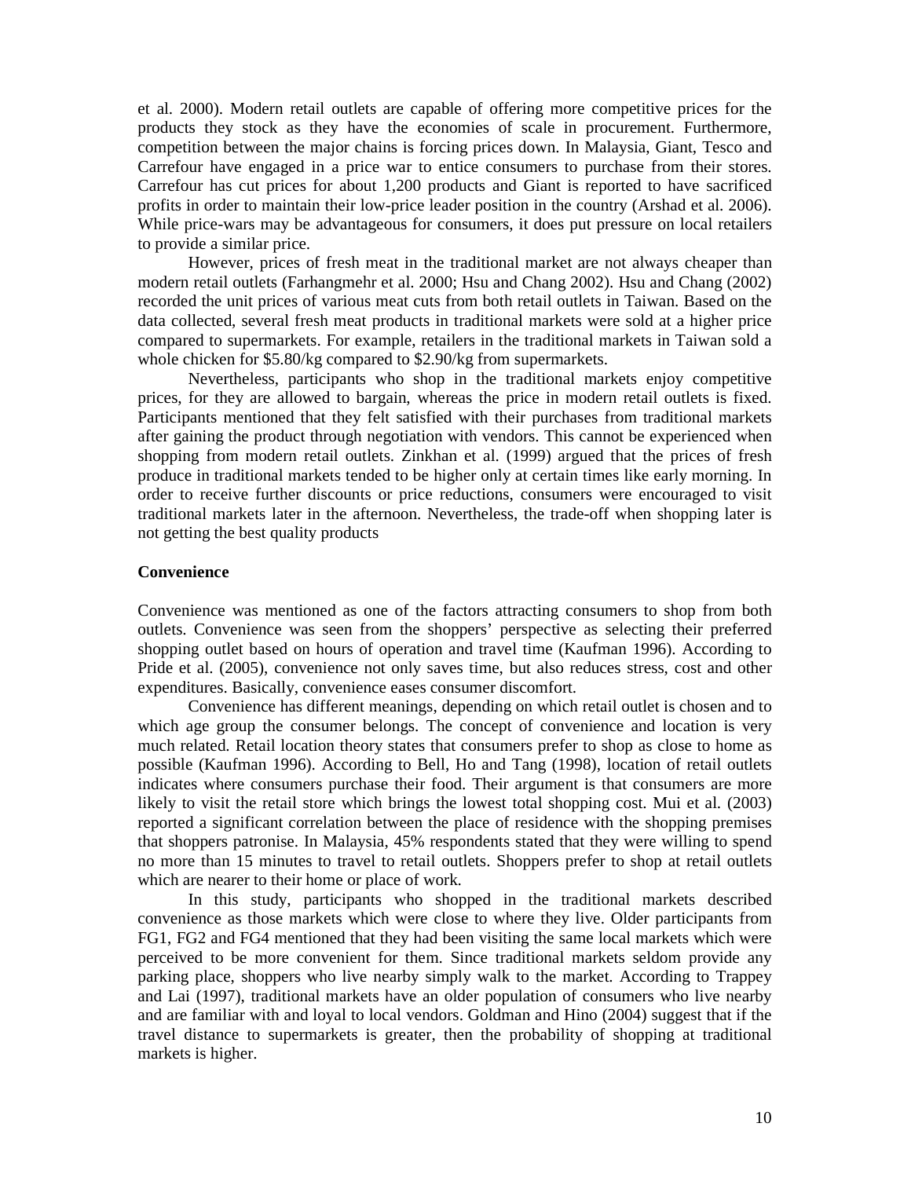et al. 2000). Modern retail outlets are capable of offering more competitive prices for the products they stock as they have the economies of scale in procurement. Furthermore, competition between the major chains is forcing prices down. In Malaysia, Giant, Tesco and Carrefour have engaged in a price war to entice consumers to purchase from their stores. Carrefour has cut prices for about 1,200 products and Giant is reported to have sacrificed profits in order to maintain their low-price leader position in the country (Arshad et al. 2006). While price-wars may be advantageous for consumers, it does put pressure on local retailers to provide a similar price.

However, prices of fresh meat in the traditional market are not always cheaper than modern retail outlets (Farhangmehr et al. 2000; Hsu and Chang 2002). Hsu and Chang (2002) recorded the unit prices of various meat cuts from both retail outlets in Taiwan. Based on the data collected, several fresh meat products in traditional markets were sold at a higher price compared to supermarkets. For example, retailers in the traditional markets in Taiwan sold a whole chicken for $5.80/kg compared to $2.90/kg from supermarkets.

Nevertheless, participants who shop in the traditional markets enjoy competitive prices, for they are allowed to bargain, whereas the price in modern retail outlets is fixed. Participants mentioned that they felt satisfied with their purchases from traditional markets after gaining the product through negotiation with vendors. This cannot be experienced when shopping from modern retail outlets. Zinkhan et al. (1999) argued that the prices of fresh produce in traditional markets tended to be higher only at certain times like early morning. In order to receive further discounts or price reductions, consumers were encouraged to visit traditional markets later in the afternoon. Nevertheless, the trade-off when shopping later is not getting the best quality products

**Convenience**

Convenience was mentioned as one of the factors attracting consumers to shop from both outlets. Convenience was seen from the shoppers' perspective as selecting their preferred shopping outlet based on hours of operation and travel time (Kaufman 1996). According to Pride et al. (2005), convenience not only saves time, but also reduces stress, cost and other expenditures. Basically, convenience eases consumer discomfort.

Convenience has different meanings, depending on which retail outlet is chosen and to which age group the consumer belongs. The concept of convenience and location is very much related. Retail location theory states that consumers prefer to shop as close to home as possible (Kaufman 1996). According to Bell, Ho and Tang (1998), location of retail outlets indicates where consumers purchase their food. Their argument is that consumers are more likely to visit the retail store which brings the lowest total shopping cost. Mui et al. (2003) reported a significant correlation between the place of residence with the shopping premises that shoppers patronise. In Malaysia, 45% respondents stated that they were willing to spend no more than 15 minutes to travel to retail outlets. Shoppers prefer to shop at retail outlets which are nearer to their home or place of work.

In this study, participants who shopped in the traditional markets described convenience as those markets which were close to where they live. Older participants from FG1, FG2 and FG4 mentioned that they had been visiting the same local markets which were perceived to be more convenient for them. Since traditional markets seldom provide any parking place, shoppers who live nearby simply walk to the market. According to Trappey and Lai (1997), traditional markets have an older population of consumers who live nearby and are familiar with and loyal to local vendors. Goldman and Hino (2004) suggest that if the travel distance to supermarkets is greater, then the probability of shopping at traditional markets is higher.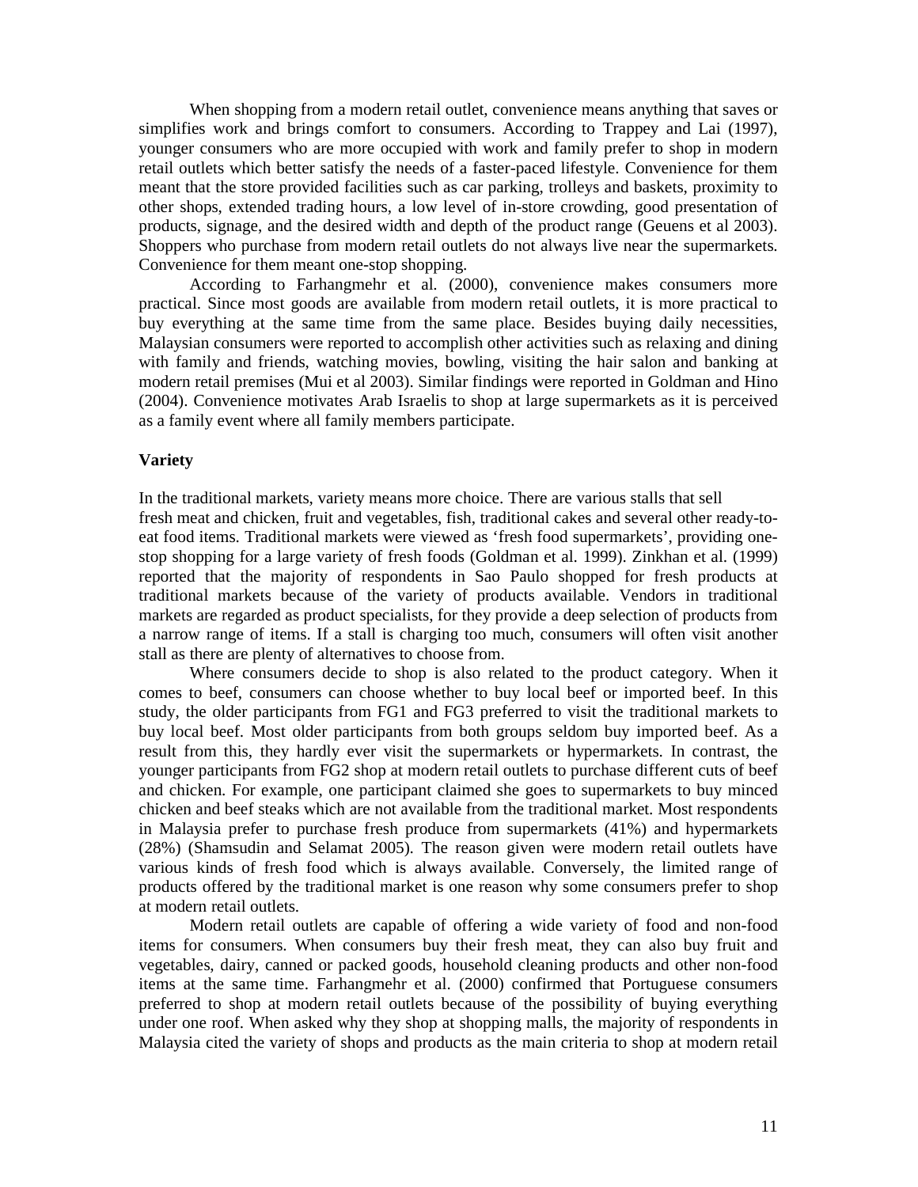When shopping from a modern retail outlet, convenience means anything that saves or simplifies work and brings comfort to consumers. According to Trappey and Lai (1997), younger consumers who are more occupied with work and family prefer to shop in modern retail outlets which better satisfy the needs of a faster-paced lifestyle. Convenience for them meant that the store provided facilities such as car parking, trolleys and baskets, proximity to other shops, extended trading hours, a low level of in-store crowding, good presentation of products, signage, and the desired width and depth of the product range (Geuens et al 2003). Shoppers who purchase from modern retail outlets do not always live near the supermarkets. Convenience for them meant one-stop shopping.

According to Farhangmehr et al. (2000), convenience makes consumers more practical. Since most goods are available from modern retail outlets, it is more practical to buy everything at the same time from the same place. Besides buying daily necessities, Malaysian consumers were reported to accomplish other activities such as relaxing and dining with family and friends, watching movies, bowling, visiting the hair salon and banking at modern retail premises (Mui et al 2003). Similar findings were reported in Goldman and Hino (2004). Convenience motivates Arab Israelis to shop at large supermarkets as it is perceived as a family event where all family members participate.

**Variety**

In the traditional markets, variety means more choice. There are various stalls that sell fresh meat and chicken, fruit and vegetables, fish, traditional cakes and several other ready-to-eat food items. Traditional markets were viewed as 'fresh food supermarkets', providing one-stop shopping for a large variety of fresh foods (Goldman et al. 1999). Zinkhan et al. (1999) reported that the majority of respondents in Sao Paulo shopped for fresh products at traditional markets because of the variety of products available. Vendors in traditional markets are regarded as product specialists, for they provide a deep selection of products from a narrow range of items. If a stall is charging too much, consumers will often visit another stall as there are plenty of alternatives to choose from.

Where consumers decide to shop is also related to the product category. When it comes to beef, consumers can choose whether to buy local beef or imported beef. In this study, the older participants from FG1 and FG3 preferred to visit the traditional markets to buy local beef. Most older participants from both groups seldom buy imported beef. As a result from this, they hardly ever visit the supermarkets or hypermarkets. In contrast, the younger participants from FG2 shop at modern retail outlets to purchase different cuts of beef and chicken. For example, one participant claimed she goes to supermarkets to buy minced chicken and beef steaks which are not available from the traditional market. Most respondents in Malaysia prefer to purchase fresh produce from supermarkets (41%) and hypermarkets (28%) (Shamsudin and Selamat 2005). The reason given were modern retail outlets have various kinds of fresh food which is always available. Conversely, the limited range of products offered by the traditional market is one reason why some consumers prefer to shop at modern retail outlets.

Modern retail outlets are capable of offering a wide variety of food and non-food items for consumers. When consumers buy their fresh meat, they can also buy fruit and vegetables, dairy, canned or packed goods, household cleaning products and other non-food items at the same time. Farhangmehr et al. (2000) confirmed that Portuguese consumers preferred to shop at modern retail outlets because of the possibility of buying everything under one roof. When asked why they shop at shopping malls, the majority of respondents in Malaysia cited the variety of shops and products as the main criteria to shop at modern retail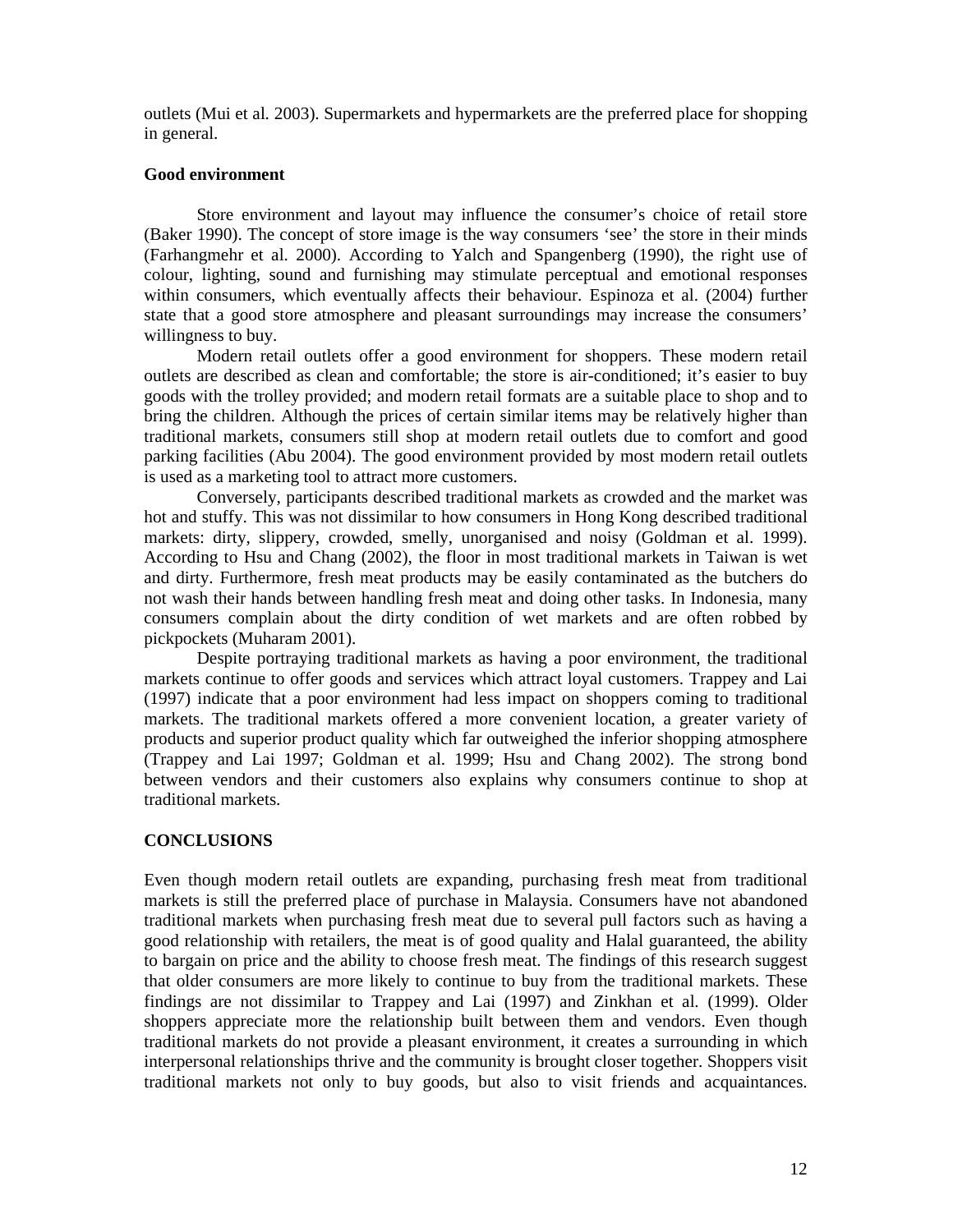outlets (Mui et al. 2003). Supermarkets and hypermarkets are the preferred place for shopping in general.

### Good environment

Store environment and layout may influence the consumer's choice of retail store (Baker 1990). The concept of store image is the way consumers 'see' the store in their minds (Farhangmehr et al. 2000). According to Yalch and Spangenberg (1990), the right use of colour, lighting, sound and furnishing may stimulate perceptual and emotional responses within consumers, which eventually affects their behaviour. Espinoza et al. (2004) further state that a good store atmosphere and pleasant surroundings may increase the consumers' willingness to buy.

Modern retail outlets offer a good environment for shoppers. These modern retail outlets are described as clean and comfortable; the store is air-conditioned; it's easier to buy goods with the trolley provided; and modern retail formats are a suitable place to shop and to bring the children. Although the prices of certain similar items may be relatively higher than traditional markets, consumers still shop at modern retail outlets due to comfort and good parking facilities (Abu 2004). The good environment provided by most modern retail outlets is used as a marketing tool to attract more customers.

Conversely, participants described traditional markets as crowded and the market was hot and stuffy. This was not dissimilar to how consumers in Hong Kong described traditional markets: dirty, slippery, crowded, smelly, unorganised and noisy (Goldman et al. 1999). According to Hsu and Chang (2002), the floor in most traditional markets in Taiwan is wet and dirty. Furthermore, fresh meat products may be easily contaminated as the butchers do not wash their hands between handling fresh meat and doing other tasks. In Indonesia, many consumers complain about the dirty condition of wet markets and are often robbed by pickpockets (Muharam 2001).

Despite portraying traditional markets as having a poor environment, the traditional markets continue to offer goods and services which attract loyal customers. Trappey and Lai (1997) indicate that a poor environment had less impact on shoppers coming to traditional markets. The traditional markets offered a more convenient location, a greater variety of products and superior product quality which far outweighed the inferior shopping atmosphere (Trappey and Lai 1997; Goldman et al. 1999; Hsu and Chang 2002). The strong bond between vendors and their customers also explains why consumers continue to shop at traditional markets.

## CONCLUSIONS

Even though modern retail outlets are expanding, purchasing fresh meat from traditional markets is still the preferred place of purchase in Malaysia. Consumers have not abandoned traditional markets when purchasing fresh meat due to several pull factors such as having a good relationship with retailers, the meat is of good quality and Halal guaranteed, the ability to bargain on price and the ability to choose fresh meat. The findings of this research suggest that older consumers are more likely to continue to buy from the traditional markets. These findings are not dissimilar to Trappey and Lai (1997) and Zinkhan et al. (1999). Older shoppers appreciate more the relationship built between them and vendors. Even though traditional markets do not provide a pleasant environment, it creates a surrounding in which interpersonal relationships thrive and the community is brought closer together. Shoppers visit traditional markets not only to buy goods, but also to visit friends and acquaintances.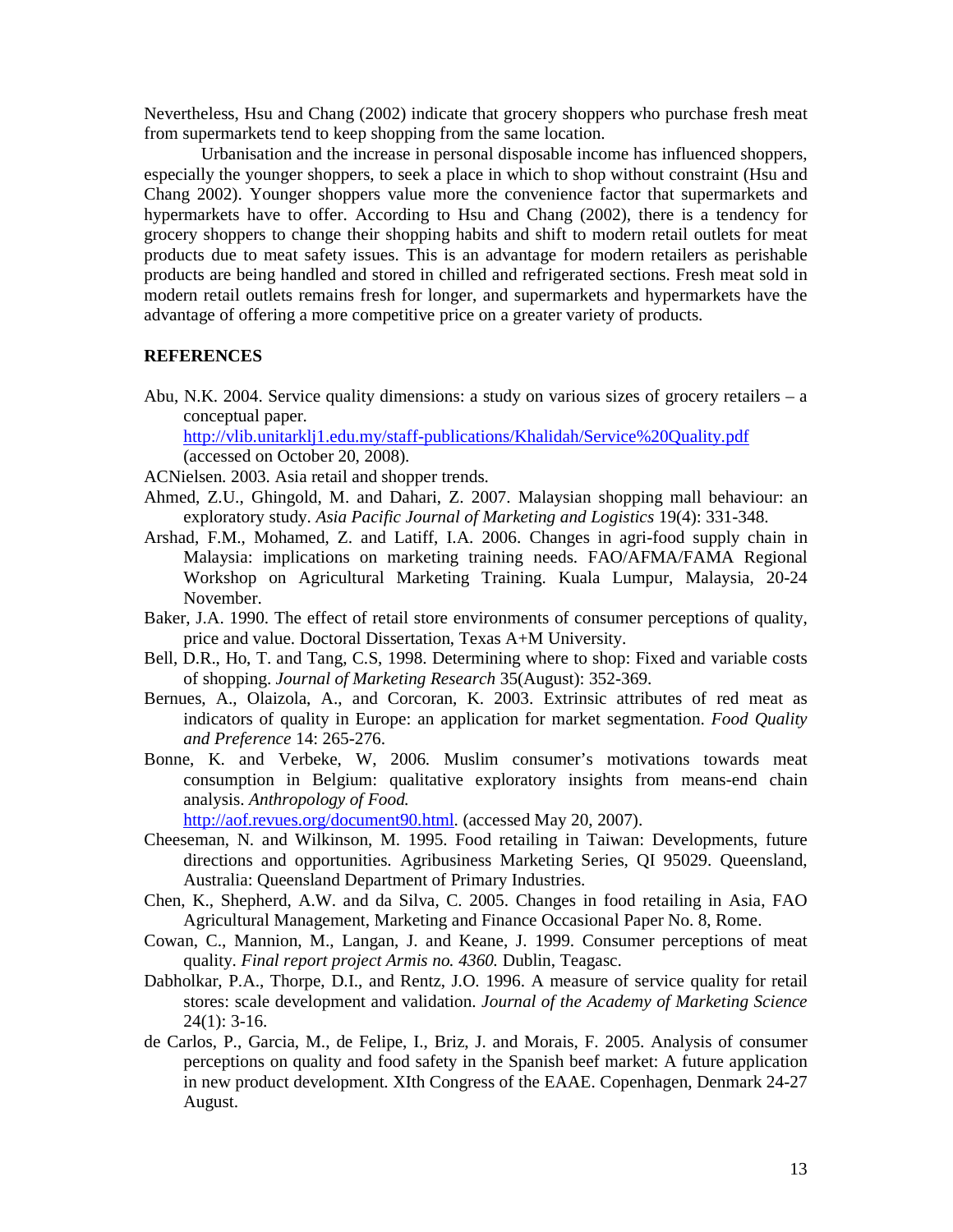Nevertheless, Hsu and Chang (2002) indicate that grocery shoppers who purchase fresh meat from supermarkets tend to keep shopping from the same location.

Urbanisation and the increase in personal disposable income has influenced shoppers, especially the younger shoppers, to seek a place in which to shop without constraint (Hsu and Chang 2002). Younger shoppers value more the convenience factor that supermarkets and hypermarkets have to offer. According to Hsu and Chang (2002), there is a tendency for grocery shoppers to change their shopping habits and shift to modern retail outlets for meat products due to meat safety issues. This is an advantage for modern retailers as perishable products are being handled and stored in chilled and refrigerated sections. Fresh meat sold in modern retail outlets remains fresh for longer, and supermarkets and hypermarkets have the advantage of offering a more competitive price on a greater variety of products.

## REFERENCES

Abu, N.K. 2004. Service quality dimensions: a study on various sizes of grocery retailers – a conceptual paper. http://vlib.unitarklj1.edu.my/staff-publications/Khalidah/Service%20Quality.pdf (accessed on October 20, 2008).

ACNielsen. 2003. Asia retail and shopper trends.

Ahmed, Z.U., Ghingold, M. and Dahari, Z. 2007. Malaysian shopping mall behaviour: an exploratory study. *Asia Pacific Journal of Marketing and Logistics* 19(4): 331-348.

Arshad, F.M., Mohamed, Z. and Latiff, I.A. 2006. Changes in agri-food supply chain in Malaysia: implications on marketing training needs. FAO/AFMA/FAMA Regional Workshop on Agricultural Marketing Training. Kuala Lumpur, Malaysia, 20-24 November.

Baker, J.A. 1990. The effect of retail store environments of consumer perceptions of quality, price and value. Doctoral Dissertation, Texas A+M University.

Bell, D.R., Ho, T. and Tang, C.S, 1998. Determining where to shop: Fixed and variable costs of shopping. *Journal of Marketing Research* 35(August): 352-369.

Bernues, A., Olaizola, A., and Corcoran, K. 2003. Extrinsic attributes of red meat as indicators of quality in Europe: an application for market segmentation. *Food Quality and Preference* 14: 265-276.

Bonne, K. and Verbeke, W, 2006. Muslim consumer's motivations towards meat consumption in Belgium: qualitative exploratory insights from means-end chain analysis. *Anthropology of Food.* http://aof.revues.org/document90.html. (accessed May 20, 2007).

Cheeseman, N. and Wilkinson, M. 1995. Food retailing in Taiwan: Developments, future directions and opportunities. Agribusiness Marketing Series, QI 95029. Queensland, Australia: Queensland Department of Primary Industries.

Chen, K., Shepherd, A.W. and da Silva, C. 2005. Changes in food retailing in Asia, FAO Agricultural Management, Marketing and Finance Occasional Paper No. 8, Rome.

Cowan, C., Mannion, M., Langan, J. and Keane, J. 1999. Consumer perceptions of meat quality. *Final report project Armis no. 4360.* Dublin, Teagasc.

Dabholkar, P.A., Thorpe, D.I., and Rentz, J.O. 1996. A measure of service quality for retail stores: scale development and validation. *Journal of the Academy of Marketing Science* 24(1): 3-16.

de Carlos, P., Garcia, M., de Felipe, I., Briz, J. and Morais, F. 2005. Analysis of consumer perceptions on quality and food safety in the Spanish beef market: A future application in new product development. XIth Congress of the EAAE. Copenhagen, Denmark 24-27 August.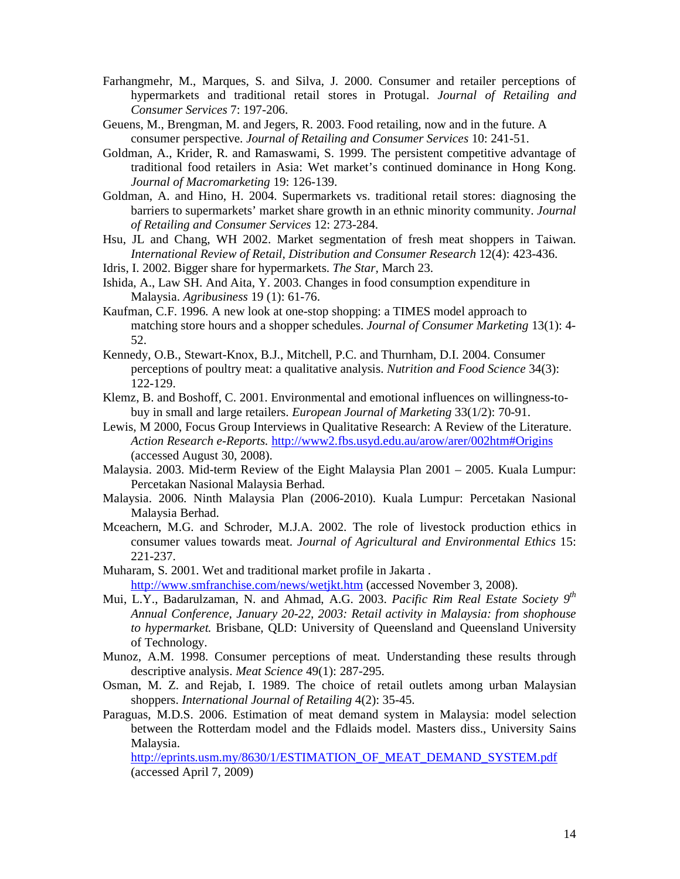Farhangmehr, M., Marques, S. and Silva, J. 2000. Consumer and retailer perceptions of hypermarkets and traditional retail stores in Protugal. *Journal of Retailing and Consumer Services* 7: 197-206.

Geuens, M., Brengman, M. and Jegers, R. 2003. Food retailing, now and in the future. A consumer perspective. *Journal of Retailing and Consumer Services* 10: 241-51.

Goldman, A., Krider, R. and Ramaswami, S. 1999. The persistent competitive advantage of traditional food retailers in Asia: Wet market's continued dominance in Hong Kong. *Journal of Macromarketing* 19: 126-139.

Goldman, A. and Hino, H. 2004. Supermarkets vs. traditional retail stores: diagnosing the barriers to supermarkets' market share growth in an ethnic minority community. *Journal of Retailing and Consumer Services* 12: 273-284.

Hsu, JL and Chang, WH 2002. Market segmentation of fresh meat shoppers in Taiwan. *International Review of Retail, Distribution and Consumer Research* 12(4): 423-436.

Idris, I. 2002. Bigger share for hypermarkets. *The Star*, March 23.

Ishida, A., Law SH. And Aita, Y. 2003. Changes in food consumption expenditure in Malaysia. *Agribusiness* 19 (1): 61-76.

Kaufman, C.F. 1996. A new look at one-stop shopping: a TIMES model approach to matching store hours and a shopper schedules. *Journal of Consumer Marketing* 13(1): 4-52.

Kennedy, O.B., Stewart-Knox, B.J., Mitchell, P.C. and Thurnham, D.I. 2004. Consumer perceptions of poultry meat: a qualitative analysis. *Nutrition and Food Science* 34(3): 122-129.

Klemz, B. and Boshoff, C. 2001. Environmental and emotional influences on willingness-to-buy in small and large retailers. *European Journal of Marketing* 33(1/2): 70-91.

Lewis, M 2000, Focus Group Interviews in Qualitative Research: A Review of the Literature. *Action Research e-Reports.* http://www2.fbs.usyd.edu.au/arow/arer/002htm#Origins (accessed August 30, 2008).

Malaysia. 2003. Mid-term Review of the Eight Malaysia Plan 2001 – 2005. Kuala Lumpur: Percetakan Nasional Malaysia Berhad.

Malaysia. 2006. Ninth Malaysia Plan (2006-2010). Kuala Lumpur: Percetakan Nasional Malaysia Berhad.

Mceachern, M.G. and Schroder, M.J.A. 2002. The role of livestock production ethics in consumer values towards meat. *Journal of Agricultural and Environmental Ethics* 15: 221-237.

Muharam, S. 2001. Wet and traditional market profile in Jakarta . http://www.smfranchise.com/news/wetjkt.htm (accessed November 3, 2008).

Mui, L.Y., Badarulzaman, N. and Ahmad, A.G. 2003. *Pacific Rim Real Estate Society 9th Annual Conference, January 20-22, 2003: Retail activity in Malaysia: from shophouse to hypermarket.* Brisbane, QLD: University of Queensland and Queensland University of Technology.

Munoz, A.M. 1998. Consumer perceptions of meat. Understanding these results through descriptive analysis. *Meat Science* 49(1): 287-295.

Osman, M. Z. and Rejab, I. 1989. The choice of retail outlets among urban Malaysian shoppers. *International Journal of Retailing* 4(2): 35-45.

Paraguas, M.D.S. 2006. Estimation of meat demand system in Malaysia: model selection between the Rotterdam model and the Fdlaids model. Masters diss., University Sains Malaysia. http://eprints.usm.my/8630/1/ESTIMATION_OF_MEAT_DEMAND_SYSTEM.pdf (accessed April 7, 2009)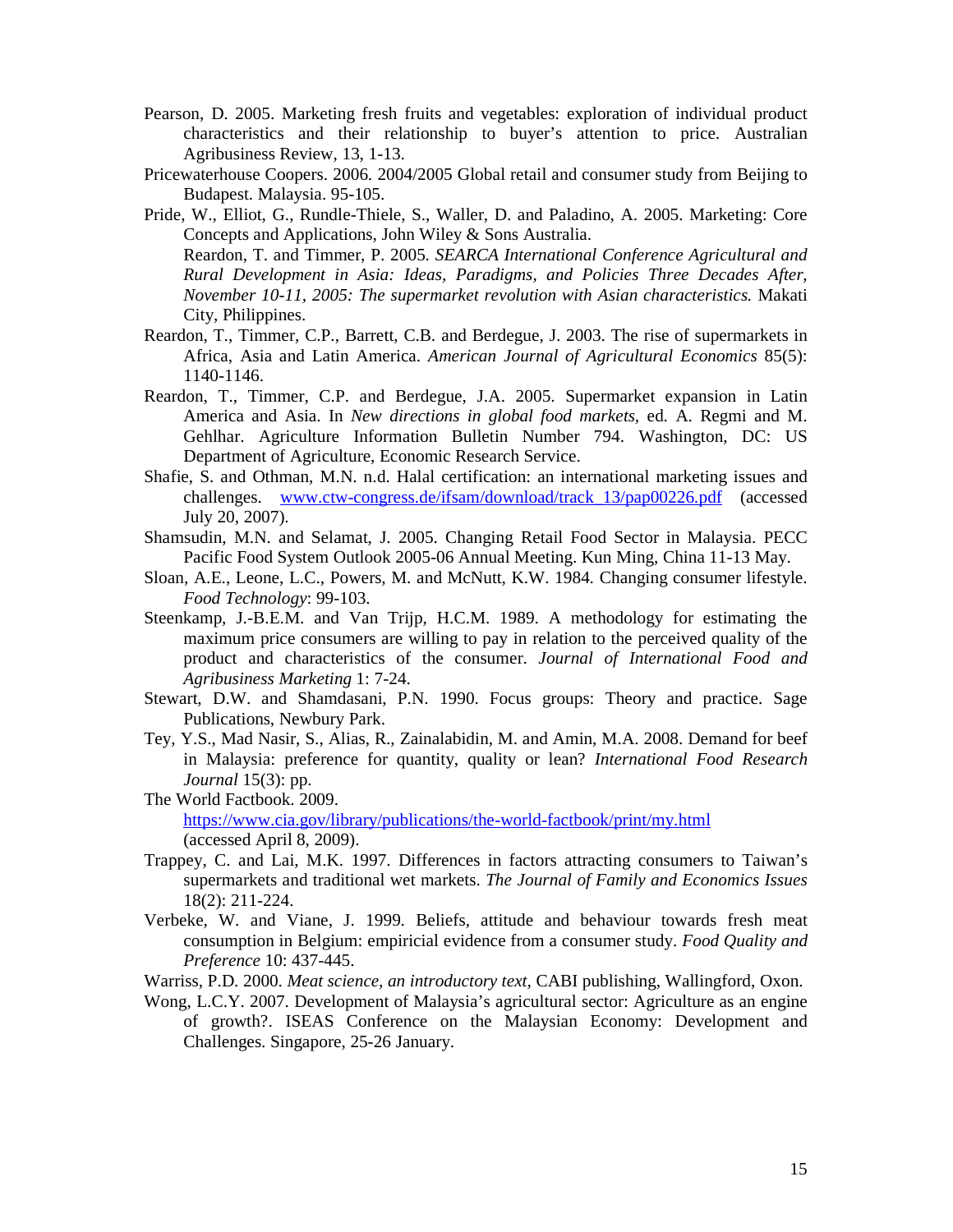Pearson, D. 2005. Marketing fresh fruits and vegetables: exploration of individual product characteristics and their relationship to buyer's attention to price. Australian Agribusiness Review, 13, 1-13.

Pricewaterhouse Coopers. 2006. 2004/2005 Global retail and consumer study from Beijing to Budapest. Malaysia. 95-105.

Pride, W., Elliot, G., Rundle-Thiele, S., Waller, D. and Paladino, A. 2005. Marketing: Core Concepts and Applications, John Wiley & Sons Australia.
Reardon, T. and Timmer, P. 2005. *SEARCA International Conference Agricultural and Rural Development in Asia: Ideas, Paradigms, and Policies Three Decades After, November 10-11, 2005: The supermarket revolution with Asian characteristics.* Makati City, Philippines.

Reardon, T., Timmer, C.P., Barrett, C.B. and Berdegue, J. 2003. The rise of supermarkets in Africa, Asia and Latin America. *American Journal of Agricultural Economics* 85(5): 1140-1146.

Reardon, T., Timmer, C.P. and Berdegue, J.A. 2005. Supermarket expansion in Latin America and Asia. In *New directions in global food markets*, ed. A. Regmi and M. Gehlhar. Agriculture Information Bulletin Number 794. Washington, DC: US Department of Agriculture, Economic Research Service.

Shafie, S. and Othman, M.N. n.d. Halal certification: an international marketing issues and challenges. www.ctw-congress.de/ifsam/download/track_13/pap00226.pdf (accessed July 20, 2007).

Shamsudin, M.N. and Selamat, J. 2005. Changing Retail Food Sector in Malaysia. PECC Pacific Food System Outlook 2005-06 Annual Meeting. Kun Ming, China 11-13 May.

Sloan, A.E., Leone, L.C., Powers, M. and McNutt, K.W. 1984. Changing consumer lifestyle. *Food Technology*: 99-103.

Steenkamp, J.-B.E.M. and Van Trijp, H.C.M. 1989. A methodology for estimating the maximum price consumers are willing to pay in relation to the perceived quality of the product and characteristics of the consumer. *Journal of International Food and Agribusiness Marketing* 1: 7-24.

Stewart, D.W. and Shamdasani, P.N. 1990. Focus groups: Theory and practice. Sage Publications, Newbury Park.

Tey, Y.S., Mad Nasir, S., Alias, R., Zainalabidin, M. and Amin, M.A. 2008. Demand for beef in Malaysia: preference for quantity, quality or lean? *International Food Research Journal* 15(3): pp.

The World Factbook. 2009. https://www.cia.gov/library/publications/the-world-factbook/print/my.html (accessed April 8, 2009).

Trappey, C. and Lai, M.K. 1997. Differences in factors attracting consumers to Taiwan's supermarkets and traditional wet markets. *The Journal of Family and Economics Issues* 18(2): 211-224.

Verbeke, W. and Viane, J. 1999. Beliefs, attitude and behaviour towards fresh meat consumption in Belgium: empiricial evidence from a consumer study. *Food Quality and Preference* 10: 437-445.

Warriss, P.D. 2000. *Meat science, an introductory text*, CABI publishing, Wallingford, Oxon.

Wong, L.C.Y. 2007. Development of Malaysia's agricultural sector: Agriculture as an engine of growth?. ISEAS Conference on the Malaysian Economy: Development and Challenges. Singapore, 25-26 January.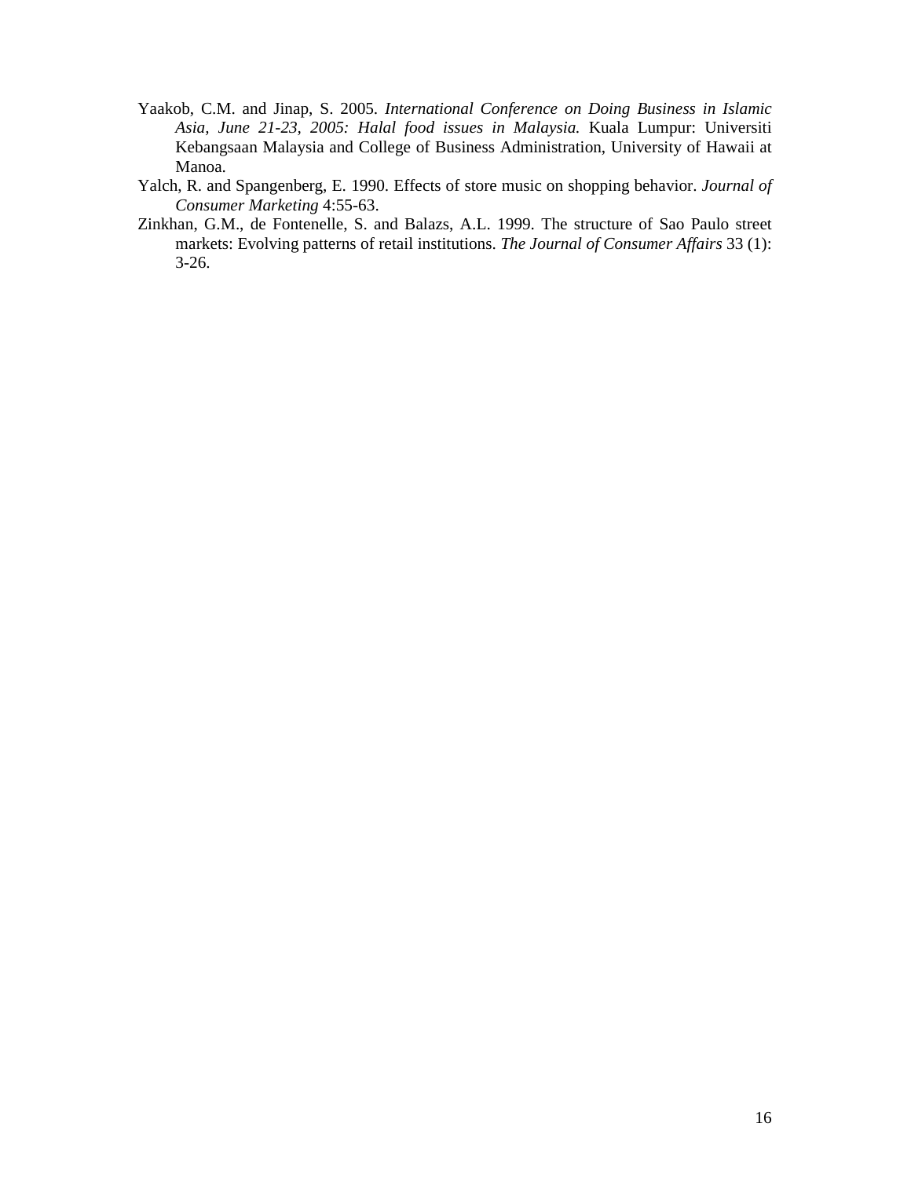Yaakob, C.M. and Jinap, S. 2005. *International Conference on Doing Business in Islamic Asia, June 21-23, 2005: Halal food issues in Malaysia.* Kuala Lumpur: Universiti Kebangsaan Malaysia and College of Business Administration, University of Hawaii at Manoa.

Yalch, R. and Spangenberg, E. 1990. Effects of store music on shopping behavior. *Journal of Consumer Marketing* 4:55-63.

Zinkhan, G.M., de Fontenelle, S. and Balazs, A.L. 1999. The structure of Sao Paulo street markets: Evolving patterns of retail institutions. *The Journal of Consumer Affairs* 33 (1): 3-26.